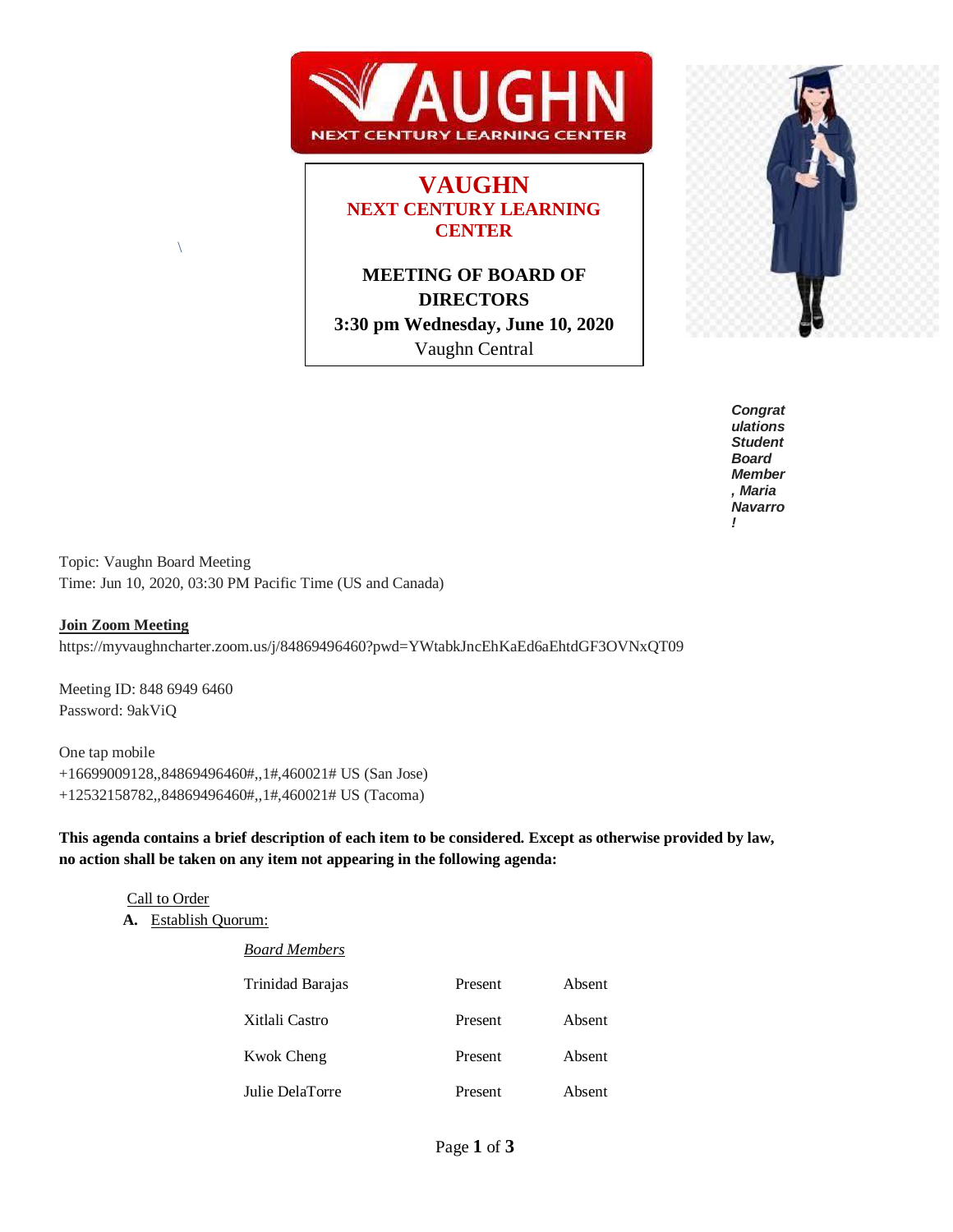# VAUGHN
## NEXT CENTURY LEARNING CENTER

**MEETING OF BOARD OF DIRECTORS**
**3:30 pm Wednesday, June 10, 2020**
Vaughn Central

***Congratulations Student Board Member, Maria Navarro!***

Topic: Vaughn Board Meeting
Time: Jun 10, 2020, 03:30 PM Pacific Time (US and Canada)

**Join Zoom Meeting**
https://myvaughncharter.zoom.us/j/84869496460?pwd=YWtabkJncEhKaEd6aEhtdGF3OVNxQT09

Meeting ID: 848 6949 6460
Password: 9akViQ

One tap mobile
+16699009128,,84869496460#,,1#,460021# US (San Jose)
+12532158782,,84869496460#,,1#,460021# US (Tacoma)

**This agenda contains a brief description of each item to be considered. Except as otherwise provided by law, no action shall be taken on any item not appearing in the following agenda:**

Call to Order

**A.** Establish Quorum:

*Board Members*

| | | |
|---|---|---|
| Trinidad Barajas | Present | Absent |
| Xitlali Castro | Present | Absent |
| Kwok Cheng | Present | Absent |
| Julie DelaTorre | Present | Absent |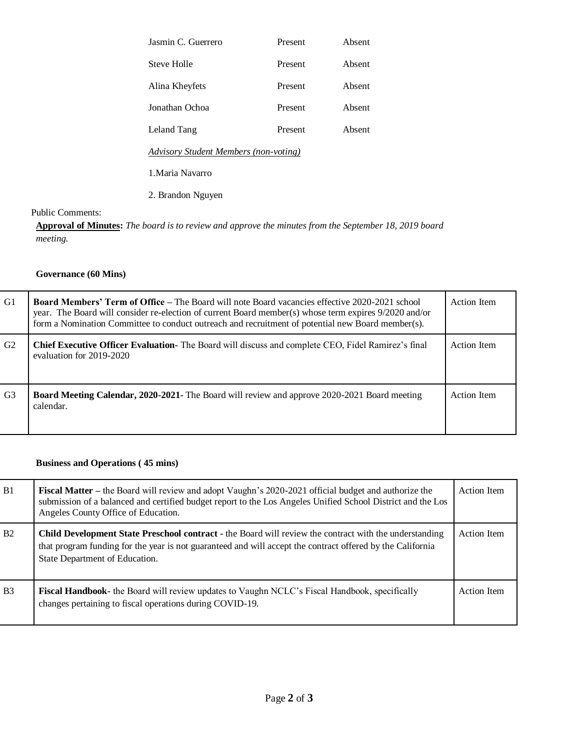| | | |
|---|---|---|
| Jasmin C. Guerrero | Present | Absent |
| Steve Holle | Present | Absent |
| Alina Kheyfets | Present | Absent |
| Jonathan Ochoa | Present | Absent |
| Leland Tang | Present | Absent |

*Advisory Student Members (non-voting)*

1.Maria Navarro

2. Brandon Nguyen

Public Comments:

**Approval of Minutes:** *The board is to review and approve the minutes from the September 18, 2019 board meeting.*

**Governance (60 Mins)**

| | | |
|---|---|---|
| G1 | **Board Members' Term of Office –** The Board will note Board vacancies effective 2020-2021 school year. The Board will consider re-election of current Board member(s) whose term expires 9/2020 and/or form a Nomination Committee to conduct outreach and recruitment of potential new Board member(s). | Action Item |
| G2 | **Chief Executive Officer Evaluation-** The Board will discuss and complete CEO, Fidel Ramirez's final evaluation for 2019-2020 | Action Item |
| G3 | **Board Meeting Calendar, 2020-2021-** The Board will review and approve 2020-2021 Board meeting calendar. | Action Item |

**Business and Operations ( 45 mins)**

| | | |
|---|---|---|
| B1 | **Fiscal Matter –** the Board will review and adopt Vaughn's 2020-2021 official budget and authorize the submission of a balanced and certified budget report to the Los Angeles Unified School District and the Los Angeles County Office of Education. | Action Item |
| B2 | **Child Development State Preschool contract -** the Board will review the contract with the understanding that program funding for the year is not guaranteed and will accept the contract offered by the California State Department of Education. | Action Item |
| B3 | **Fiscal Handbook-** the Board will review updates to Vaughn NCLC's Fiscal Handbook, specifically changes pertaining to fiscal operations during COVID-19. | Action Item |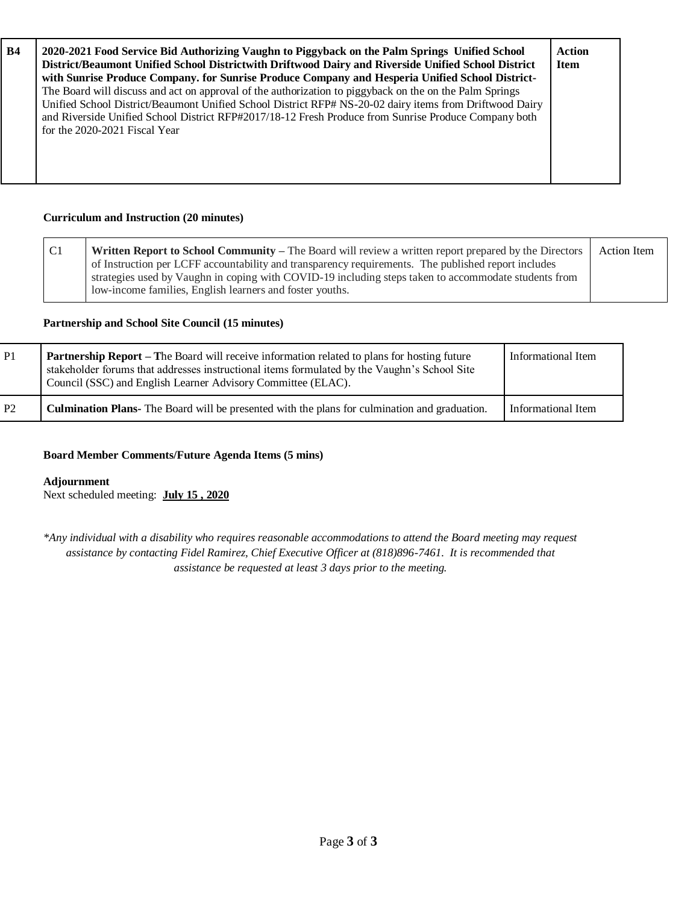| | | |
|---|---|---|
| **B4** | **2020-2021 Food Service Bid Authorizing Vaughn to Piggyback on the Palm Springs Unified School District/Beaumont Unified School Districtwith Driftwood Dairy and Riverside Unified School District with Sunrise Produce Company. for Sunrise Produce Company and Hesperia Unified School District-** The Board will discuss and act on approval of the authorization to piggyback on the on the Palm Springs Unified School District/Beaumont Unified School District RFP# NS-20-02 dairy items from Driftwood Dairy and Riverside Unified School District RFP#2017/18-12 Fresh Produce from Sunrise Produce Company both for the 2020-2021 Fiscal Year | **Action Item** |

**Curriculum and Instruction (20 minutes)**

| | | |
|---|---|---|
| C1 | **Written Report to School Community** – The Board will review a written report prepared by the Directors of Instruction per LCFF accountability and transparency requirements. The published report includes strategies used by Vaughn in coping with COVID-19 including steps taken to accommodate students from low-income families, English learners and foster youths. | Action Item |

**Partnership and School Site Council (15 minutes)**

| | | |
|---|---|---|
| P1 | **Partnership Report – T**he Board will receive information related to plans for hosting future stakeholder forums that addresses instructional items formulated by the Vaughn's School Site Council (SSC) and English Learner Advisory Committee (ELAC). | Informational Item |
| P2 | **Culmination Plans-** The Board will be presented with the plans for culmination and graduation. | Informational Item |

**Board Member Comments/Future Agenda Items (5 mins)**

**Adjournment**
Next scheduled meeting: **July 15 , 2020**

*\*Any individual with a disability who requires reasonable accommodations to attend the Board meeting may request assistance by contacting Fidel Ramirez, Chief Executive Officer at (818)896-7461. It is recommended that assistance be requested at least 3 days prior to the meeting.*